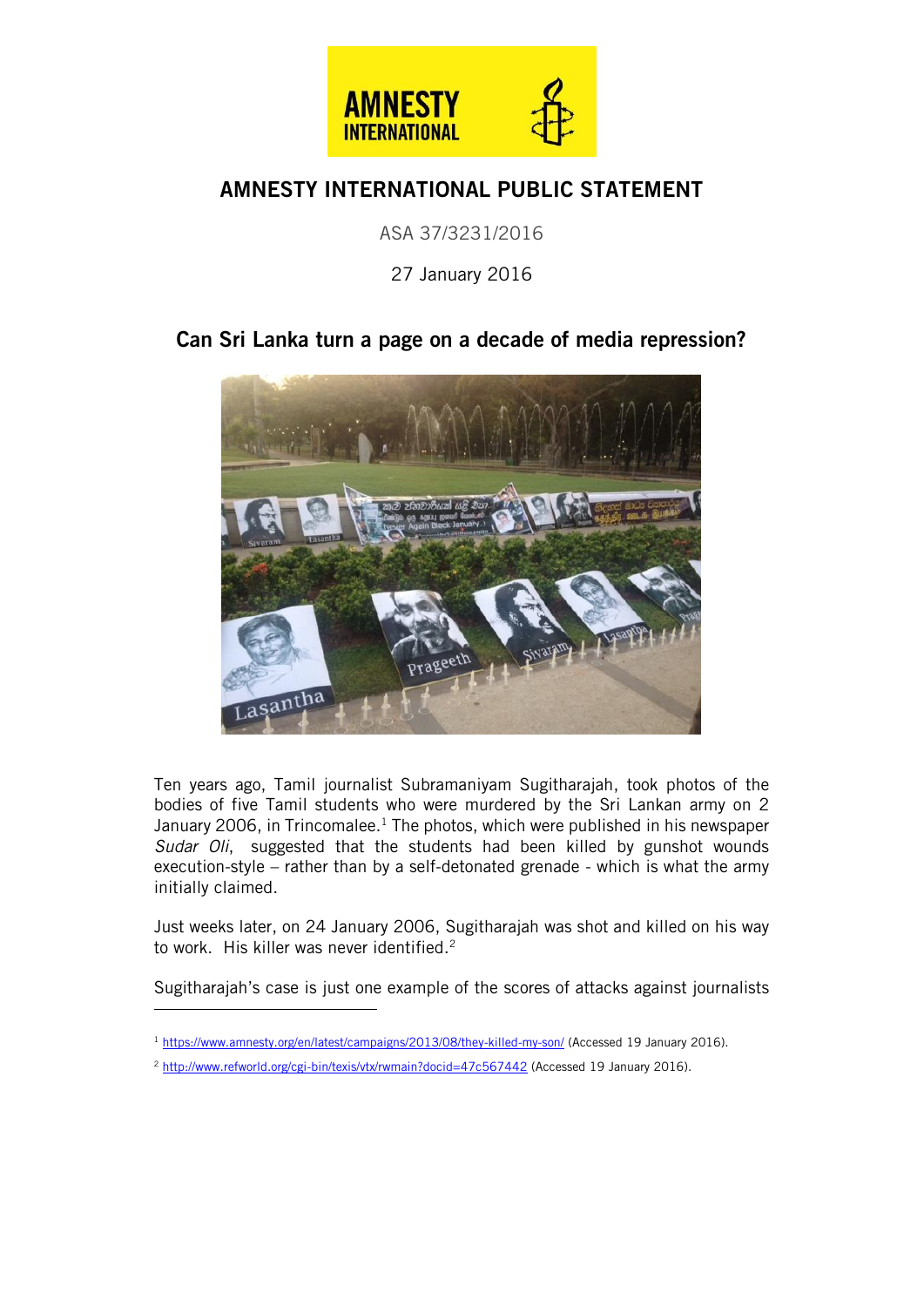# AMNESTY INTERNATIONAL PUBLIC STATEMENT

ASA 37/3231/2016

27 January 2016

## Can Sri Lanka turn a page on a decade of media repression?

Ten years ago, Tamil journalist Subramaniyam Sugitharajah, took photos of the bodies of five Tamil students who were murdered by the Sri Lankan army on 2 January 2006, in Trincomalee.[1] The photos, which were published in his newspaper *Sudar Oli*, suggested that the students had been killed by gunshot wounds execution-style – rather than by a self-detonated grenade - which is what the army initially claimed.

Just weeks later, on 24 January 2006, Sugitharajah was shot and killed on his way to work. His killer was never identified.[2]

Sugitharajah's case is just one example of the scores of attacks against journalists

---

[1] https://www.amnesty.org/en/latest/campaigns/2013/08/they-killed-my-son/ (Accessed 19 January 2016).

[2] http://www.refworld.org/cgi-bin/texis/vtx/rwmain?docid=47c567442 (Accessed 19 January 2016).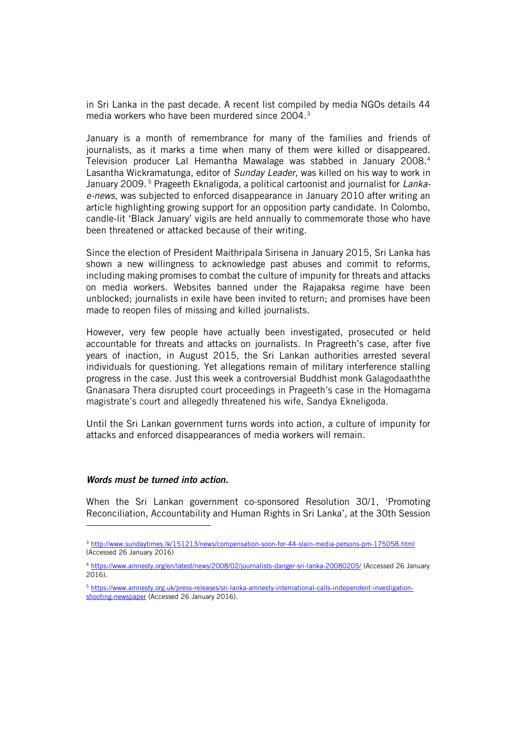in Sri Lanka in the past decade. A recent list compiled by media NGOs details 44 media workers who have been murdered since 2004.[3]

January is a month of remembrance for many of the families and friends of journalists, as it marks a time when many of them were killed or disappeared. Television producer Lal Hemantha Mawalage was stabbed in January 2008.[4] Lasantha Wickramatunga, editor of *Sunday Leader*, was killed on his way to work in January 2009.[5] Prageeth Eknaligoda, a political cartoonist and journalist for *Lanka-e-news*, was subjected to enforced disappearance in January 2010 after writing an article highlighting growing support for an opposition party candidate. In Colombo, candle-lit 'Black January' vigils are held annually to commemorate those who have been threatened or attacked because of their writing.

Since the election of President Maithripala Sirisena in January 2015, Sri Lanka has shown a new willingness to acknowledge past abuses and commit to reforms, including making promises to combat the culture of impunity for threats and attacks on media workers. Websites banned under the Rajapaksa regime have been unblocked; journalists in exile have been invited to return; and promises have been made to reopen files of missing and killed journalists.

However, very few people have actually been investigated, prosecuted or held accountable for threats and attacks on journalists. In Pragreeth's case, after five years of inaction, in August 2015, the Sri Lankan authorities arrested several individuals for questioning. Yet allegations remain of military interference stalling progress in the case. Just this week a controversial Buddhist monk Galagodaaththe Gnanasara Thera disrupted court proceedings in Prageeth's case in the Homagama magistrate's court and allegedly threatened his wife, Sandya Ekneligoda.

Until the Sri Lankan government turns words into action, a culture of impunity for attacks and enforced disappearances of media workers will remain.

***Words must be turned into action.***

When the Sri Lankan government co-sponsored Resolution 30/1, 'Promoting Reconciliation, Accountability and Human Rights in Sri Lanka', at the 30th Session

---

[3] http://www.sundaytimes.lk/151213/news/compensation-soon-for-44-slain-media-persons-pm-175058.html (Accessed 26 January 2016)

[4] https://www.amnesty.org/en/latest/news/2008/02/journalists-danger-sri-lanka-20080205/ (Accessed 26 January 2016).

[5] https://www.amnesty.org.uk/press-releases/sri-lanka-amnesty-international-calls-independent-investigation-shooting-newspaper (Accessed 26 January 2016).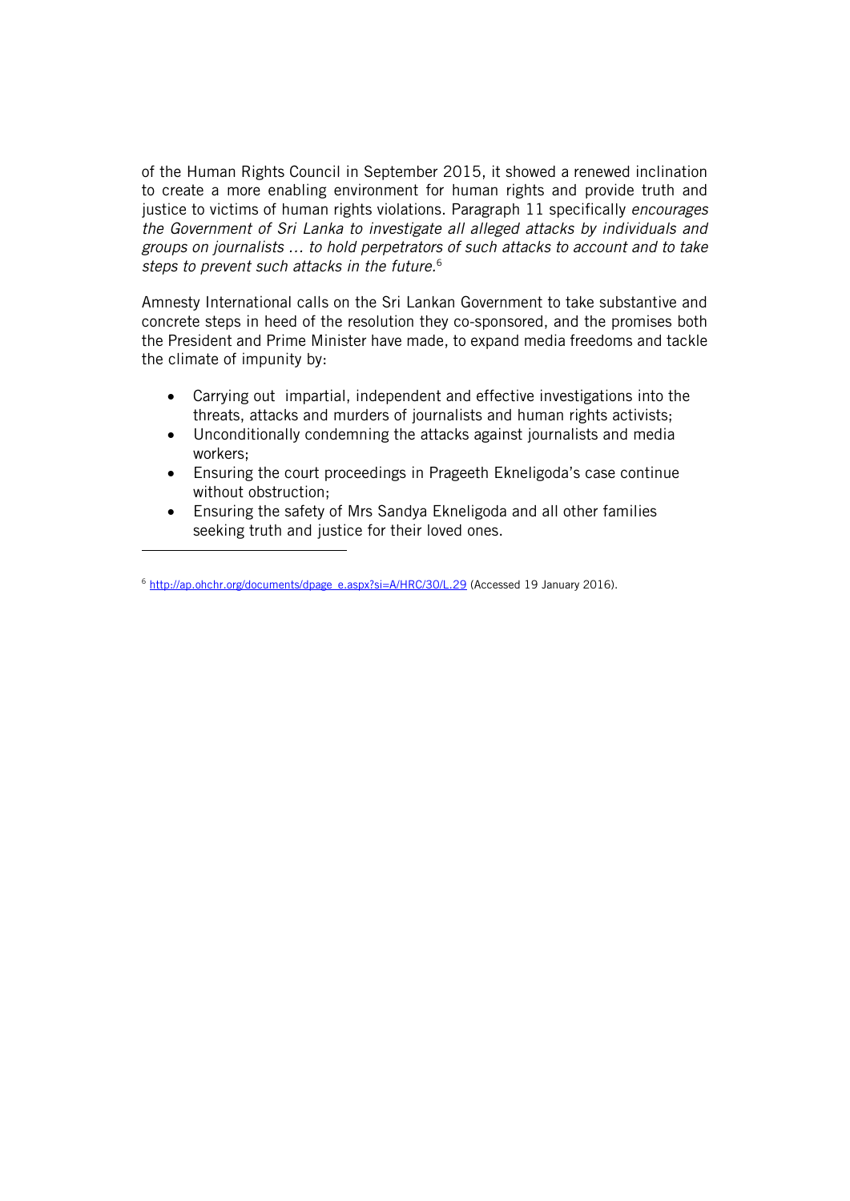of the Human Rights Council in September 2015, it showed a renewed inclination to create a more enabling environment for human rights and provide truth and justice to victims of human rights violations. Paragraph 11 specifically *encourages the Government of Sri Lanka to investigate all alleged attacks by individuals and groups on journalists … to hold perpetrators of such attacks to account and to take steps to prevent such attacks in the future.*[6]

Amnesty International calls on the Sri Lankan Government to take substantive and concrete steps in heed of the resolution they co-sponsored, and the promises both the President and Prime Minister have made, to expand media freedoms and tackle the climate of impunity by:

- Carrying out impartial, independent and effective investigations into the threats, attacks and murders of journalists and human rights activists;
- Unconditionally condemning the attacks against journalists and media workers;
- Ensuring the court proceedings in Prageeth Ekneligoda's case continue without obstruction;
- Ensuring the safety of Mrs Sandya Ekneligoda and all other families seeking truth and justice for their loved ones.

---

[6] http://ap.ohchr.org/documents/dpage_e.aspx?si=A/HRC/30/L.29 (Accessed 19 January 2016).